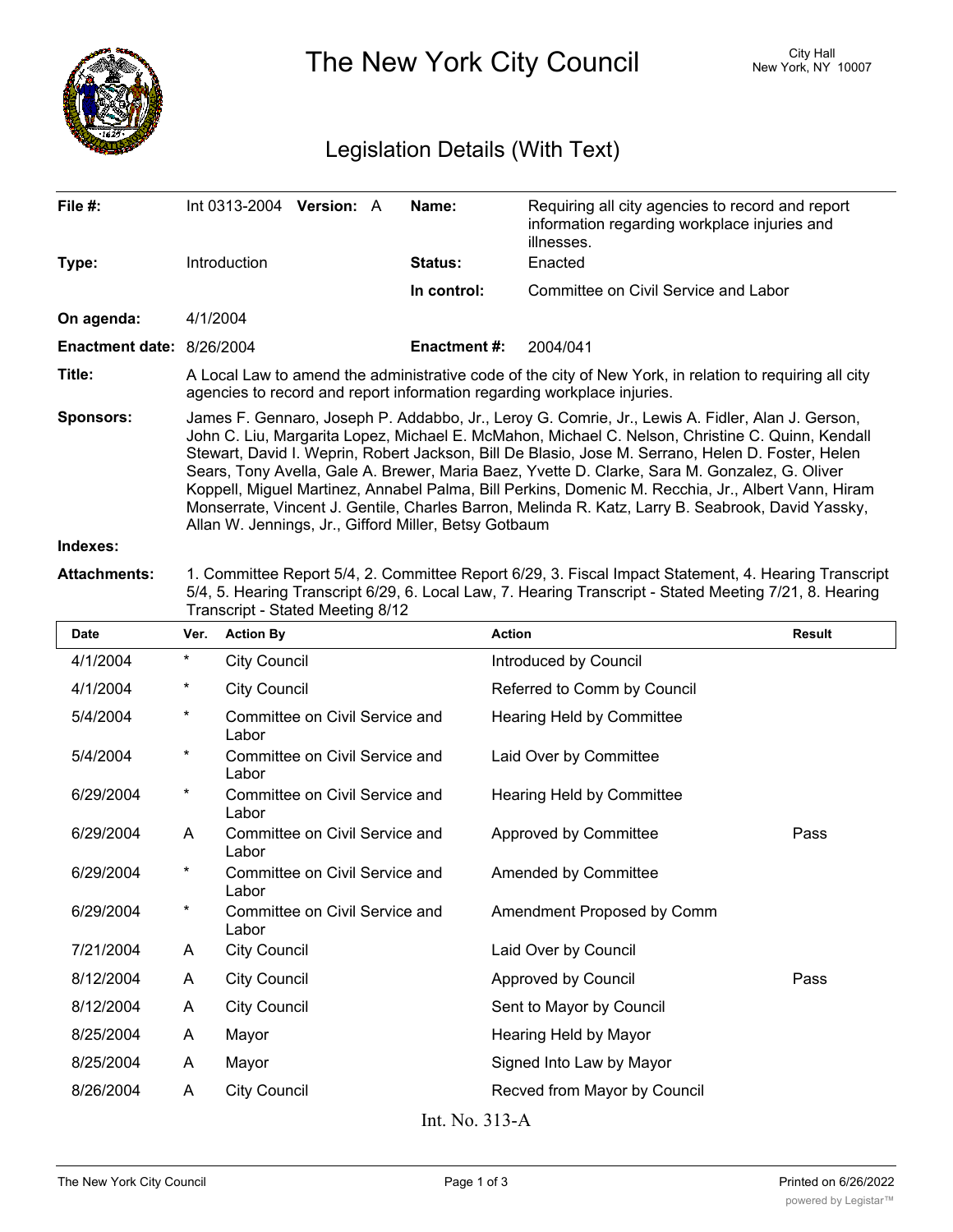# The New York City Council

City Hall
New York, NY 10007

## Legislation Details (With Text)

| | | | |
|---|---|---|---|
| **File #:** | Int 0313-2004 **Version:** A | **Name:** | Requiring all city agencies to record and report information regarding workplace injuries and illnesses. |
| **Type:** | Introduction | **Status:** | Enacted |
| | | **In control:** | Committee on Civil Service and Labor |
| **On agenda:** | 4/1/2004 | | |
| **Enactment date:** | 8/26/2004 | **Enactment #:** | 2004/041 |

**Title:** A Local Law to amend the administrative code of the city of New York, in relation to requiring all city agencies to record and report information regarding workplace injuries.

**Sponsors:** James F. Gennaro, Joseph P. Addabbo, Jr., Leroy G. Comrie, Jr., Lewis A. Fidler, Alan J. Gerson, John C. Liu, Margarita Lopez, Michael E. McMahon, Michael C. Nelson, Christine C. Quinn, Kendall Stewart, David I. Weprin, Robert Jackson, Bill De Blasio, Jose M. Serrano, Helen D. Foster, Helen Sears, Tony Avella, Gale A. Brewer, Maria Baez, Yvette D. Clarke, Sara M. Gonzalez, G. Oliver Koppell, Miguel Martinez, Annabel Palma, Bill Perkins, Domenic M. Recchia, Jr., Albert Vann, Hiram Monserrate, Vincent J. Gentile, Charles Barron, Melinda R. Katz, Larry B. Seabrook, David Yassky, Allan W. Jennings, Jr., Gifford Miller, Betsy Gotbaum

**Indexes:**

**Attachments:** 1. Committee Report 5/4, 2. Committee Report 6/29, 3. Fiscal Impact Statement, 4. Hearing Transcript 5/4, 5. Hearing Transcript 6/29, 6. Local Law, 7. Hearing Transcript - Stated Meeting 7/21, 8. Hearing Transcript - Stated Meeting 8/12

| Date | Ver. | Action By | Action | Result |
|---|---|---|---|---|
| 4/1/2004 | * | City Council | Introduced by Council | |
| 4/1/2004 | * | City Council | Referred to Comm by Council | |
| 5/4/2004 | * | Committee on Civil Service and Labor | Hearing Held by Committee | |
| 5/4/2004 | * | Committee on Civil Service and Labor | Laid Over by Committee | |
| 6/29/2004 | * | Committee on Civil Service and Labor | Hearing Held by Committee | |
| 6/29/2004 | A | Committee on Civil Service and Labor | Approved by Committee | Pass |
| 6/29/2004 | * | Committee on Civil Service and Labor | Amended by Committee | |
| 6/29/2004 | * | Committee on Civil Service and Labor | Amendment Proposed by Comm | |
| 7/21/2004 | A | City Council | Laid Over by Council | |
| 8/12/2004 | A | City Council | Approved by Council | Pass |
| 8/12/2004 | A | City Council | Sent to Mayor by Council | |
| 8/25/2004 | A | Mayor | Hearing Held by Mayor | |
| 8/25/2004 | A | Mayor | Signed Into Law by Mayor | |
| 8/26/2004 | A | City Council | Recved from Mayor by Council | |

Int. No. 313-A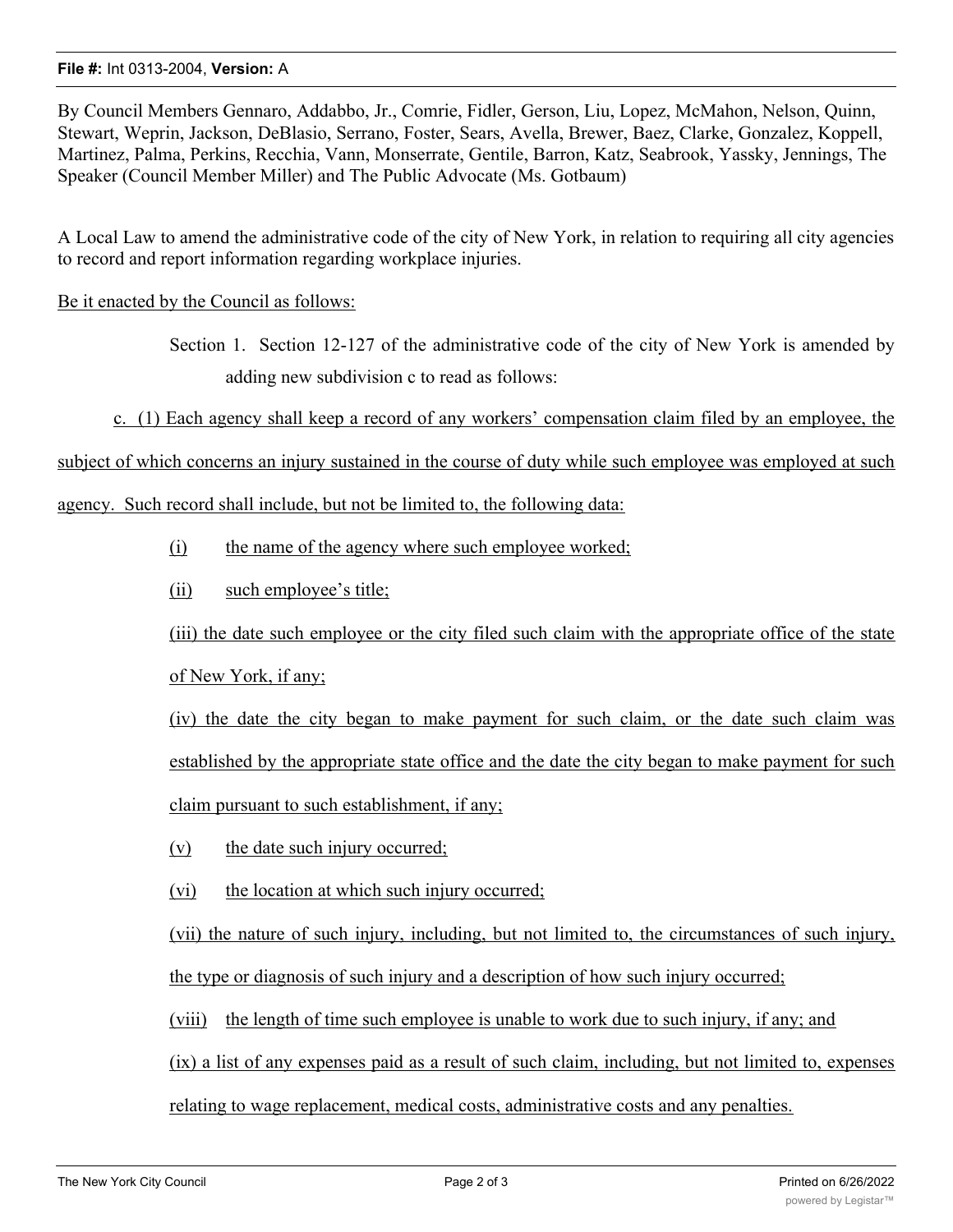**File #:** Int 0313-2004, **Version:** A

By Council Members Gennaro, Addabbo, Jr., Comrie, Fidler, Gerson, Liu, Lopez, McMahon, Nelson, Quinn, Stewart, Weprin, Jackson, DeBlasio, Serrano, Foster, Sears, Avella, Brewer, Baez, Clarke, Gonzalez, Koppell, Martinez, Palma, Perkins, Recchia, Vann, Monserrate, Gentile, Barron, Katz, Seabrook, Yassky, Jennings, The Speaker (Council Member Miller) and The Public Advocate (Ms. Gotbaum)

A Local Law to amend the administrative code of the city of New York, in relation to requiring all city agencies to record and report information regarding workplace injuries.

Be it enacted by the Council as follows:

Section 1. Section 12-127 of the administrative code of the city of New York is amended by adding new subdivision c to read as follows:

c. (1) Each agency shall keep a record of any workers' compensation claim filed by an employee, the subject of which concerns an injury sustained in the course of duty while such employee was employed at such agency. Such record shall include, but not be limited to, the following data:

(i) the name of the agency where such employee worked;

(ii) such employee's title;

(iii) the date such employee or the city filed such claim with the appropriate office of the state of New York, if any;

(iv) the date the city began to make payment for such claim, or the date such claim was established by the appropriate state office and the date the city began to make payment for such claim pursuant to such establishment, if any;

(v) the date such injury occurred;

(vi) the location at which such injury occurred;

(vii) the nature of such injury, including, but not limited to, the circumstances of such injury, the type or diagnosis of such injury and a description of how such injury occurred;

(viii) the length of time such employee is unable to work due to such injury, if any; and

(ix) a list of any expenses paid as a result of such claim, including, but not limited to, expenses relating to wage replacement, medical costs, administrative costs and any penalties.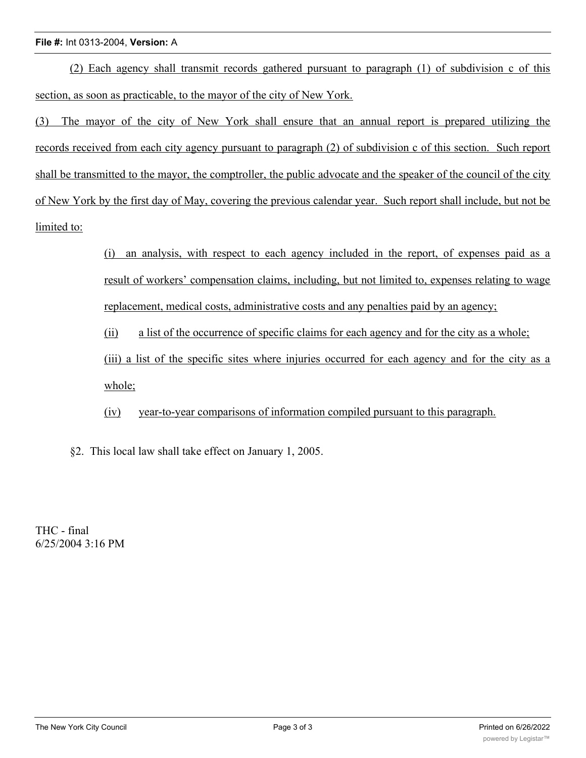(2) Each agency shall transmit records gathered pursuant to paragraph (1) of subdivision c of this section, as soon as practicable, to the mayor of the city of New York.

(3) The mayor of the city of New York shall ensure that an annual report is prepared utilizing the records received from each city agency pursuant to paragraph (2) of subdivision c of this section. Such report shall be transmitted to the mayor, the comptroller, the public advocate and the speaker of the council of the city of New York by the first day of May, covering the previous calendar year. Such report shall include, but not be limited to:

(i) an analysis, with respect to each agency included in the report, of expenses paid as a result of workers' compensation claims, including, but not limited to, expenses relating to wage replacement, medical costs, administrative costs and any penalties paid by an agency;

(ii) a list of the occurrence of specific claims for each agency and for the city as a whole;

(iii) a list of the specific sites where injuries occurred for each agency and for the city as a whole;

(iv) year-to-year comparisons of information compiled pursuant to this paragraph.

§2. This local law shall take effect on January 1, 2005.

THC - final
6/25/2004 3:16 PM